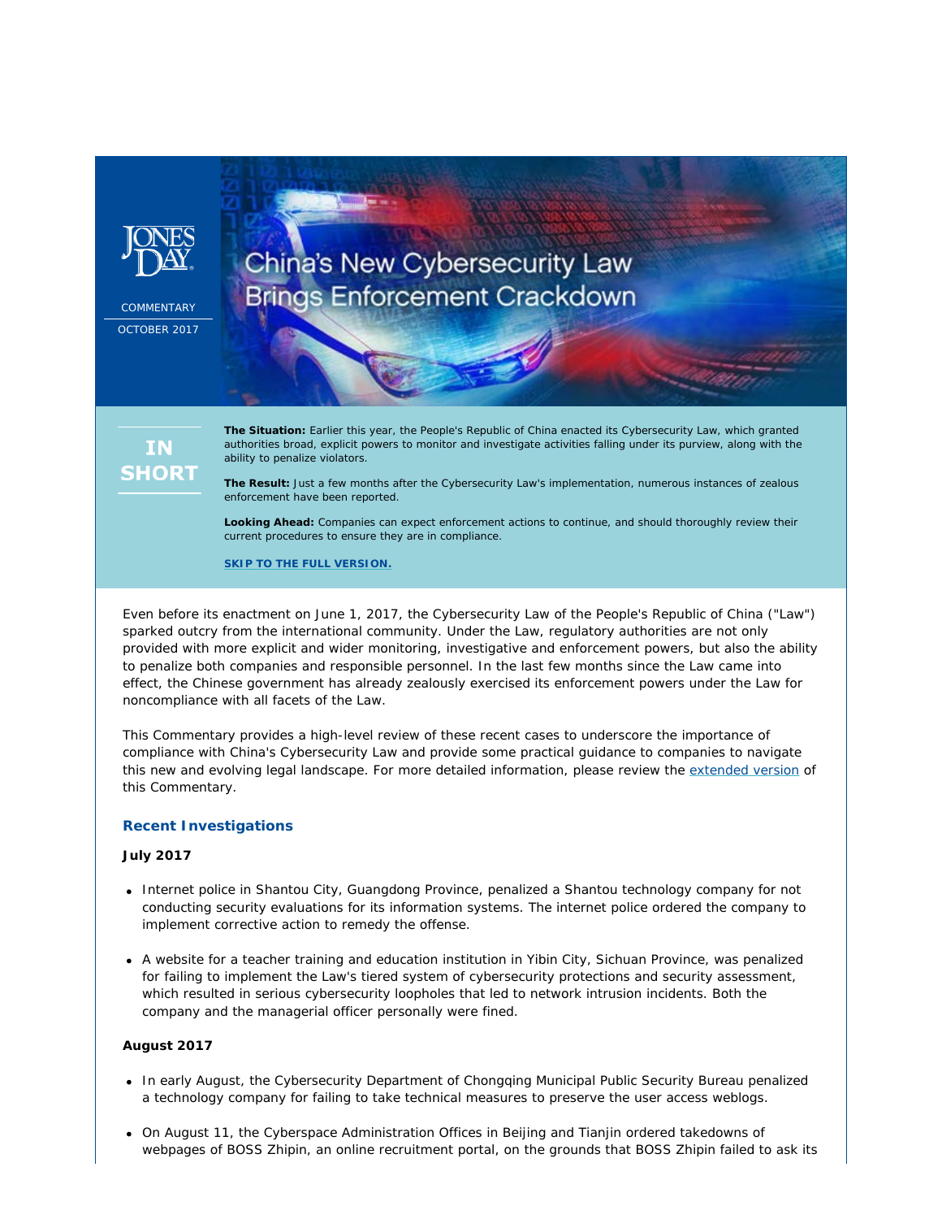JONES DAY

COMMENTARY

OCTOBER 2017

# China's New Cybersecurity Law Brings Enforcement Crackdown

## IN SHORT

**The Situation:** Earlier this year, the People's Republic of China enacted its Cybersecurity Law, which granted authorities broad, explicit powers to monitor and investigate activities falling under its purview, along with the ability to penalize violators.

**The Result:** Just a few months after the Cybersecurity Law's implementation, numerous instances of zealous enforcement have been reported.

**Looking Ahead:** Companies can expect enforcement actions to continue, and should thoroughly review their current procedures to ensure they are in compliance.

**SKIP TO THE FULL VERSION.**

Even before its enactment on June 1, 2017, the Cybersecurity Law of the People's Republic of China ("Law") sparked outcry from the international community. Under the Law, regulatory authorities are not only provided with more explicit and wider monitoring, investigative and enforcement powers, but also the ability to penalize both companies and responsible personnel. In the last few months since the Law came into effect, the Chinese government has already zealously exercised its enforcement powers under the Law for noncompliance with all facets of the Law.

This Commentary provides a high-level review of these recent cases to underscore the importance of compliance with China's Cybersecurity Law and provide some practical guidance to companies to navigate this new and evolving legal landscape. For more detailed information, please review the extended version of this Commentary.

### Recent Investigations

**July 2017**

- Internet police in Shantou City, Guangdong Province, penalized a Shantou technology company for not conducting security evaluations for its information systems. The internet police ordered the company to implement corrective action to remedy the offense.
- A website for a teacher training and education institution in Yibin City, Sichuan Province, was penalized for failing to implement the Law's tiered system of cybersecurity protections and security assessment, which resulted in serious cybersecurity loopholes that led to network intrusion incidents. Both the company and the managerial officer personally were fined.

**August 2017**

- In early August, the Cybersecurity Department of Chongqing Municipal Public Security Bureau penalized a technology company for failing to take technical measures to preserve the user access weblogs.
- On August 11, the Cyberspace Administration Offices in Beijing and Tianjin ordered takedowns of webpages of BOSS Zhipin, an online recruitment portal, on the grounds that BOSS Zhipin failed to ask its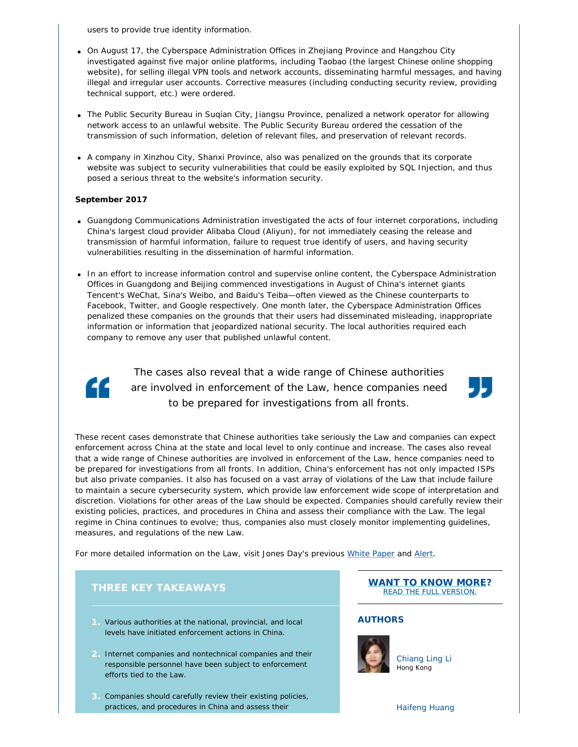users to provide true identity information.

- On August 17, the Cyberspace Administration Offices in Zhejiang Province and Hangzhou City investigated against five major online platforms, including Taobao (the largest Chinese online shopping website), for selling illegal VPN tools and network accounts, disseminating harmful messages, and having illegal and irregular user accounts. Corrective measures (including conducting security review, providing technical support, etc.) were ordered.

- The Public Security Bureau in Suqian City, Jiangsu Province, penalized a network operator for allowing network access to an unlawful website. The Public Security Bureau ordered the cessation of the transmission of such information, deletion of relevant files, and preservation of relevant records.

- A company in Xinzhou City, Shanxi Province, also was penalized on the grounds that its corporate website was subject to security vulnerabilities that could be easily exploited by SQL Injection, and thus posed a serious threat to the website's information security.

**September 2017**

- Guangdong Communications Administration investigated the acts of four internet corporations, including China's largest cloud provider Alibaba Cloud (Aliyun), for not immediately ceasing the release and transmission of harmful information, failure to request true identify of users, and having security vulnerabilities resulting in the dissemination of harmful information.

- In an effort to increase information control and supervise online content, the Cyberspace Administration Offices in Guangdong and Beijing commenced investigations in August of China's internet giants Tencent's WeChat, Sina's Weibo, and Baidu's Teiba—often viewed as the Chinese counterparts to Facebook, Twitter, and Google respectively. One month later, the Cyberspace Administration Offices penalized these companies on the grounds that their users had disseminated misleading, inappropriate information or information that jeopardized national security. The local authorities required each company to remove any user that published unlawful content.

> The cases also reveal that a wide range of Chinese authorities are involved in enforcement of the Law, hence companies need to be prepared for investigations from all fronts.

These recent cases demonstrate that Chinese authorities take seriously the Law and companies can expect enforcement across China at the state and local level to only continue and increase. The cases also reveal that a wide range of Chinese authorities are involved in enforcement of the Law, hence companies need to be prepared for investigations from all fronts. In addition, China's enforcement has not only impacted ISPs but also private companies. It also has focused on a vast array of violations of the Law that include failure to maintain a secure cybersecurity system, which provide law enforcement wide scope of interpretation and discretion. Violations for other areas of the Law should be expected. Companies should carefully review their existing policies, practices, and procedures in China and assess their compliance with the Law. The legal regime in China continues to evolve; thus, companies also must closely monitor implementing guidelines, measures, and regulations of the new Law.

For more detailed information on the Law, visit Jones Day's previous White Paper and Alert.

## THREE KEY TAKEAWAYS

1. Various authorities at the national, provincial, and local levels have initiated enforcement actions in China.
2. Internet companies and nontechnical companies and their responsible personnel have been subject to enforcement efforts tied to the Law.
3. Companies should carefully review their existing policies, practices, and procedures in China and assess their

**WANT TO KNOW MORE?**
READ THE FULL VERSION.

**AUTHORS**

Chiang Ling Li
Hong Kong

Haifeng Huang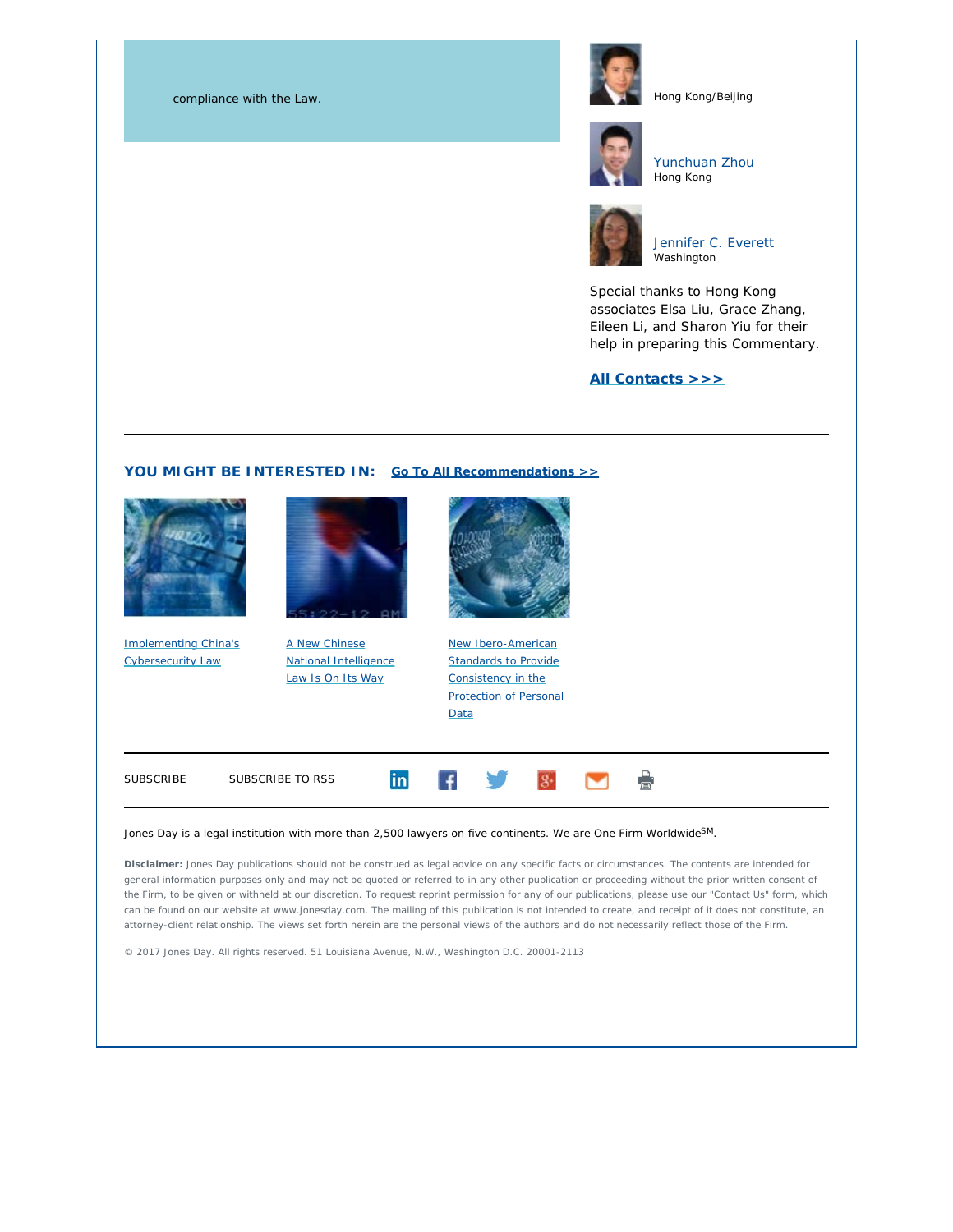compliance with the Law.

Hong Kong/Beijing

Yunchuan Zhou
Hong Kong

Jennifer C. Everett
Washington

Special thanks to Hong Kong associates Elsa Liu, Grace Zhang, Eileen Li, and Sharon Yiu for their help in preparing this Commentary.

**All Contacts >>>**

## YOU MIGHT BE INTERESTED IN: Go To All Recommendations >>

Implementing China's Cybersecurity Law

A New Chinese National Intelligence Law Is On Its Way

New Ibero-American Standards to Provide Consistency in the Protection of Personal Data

SUBSCRIBE SUBSCRIBE TO RSS

Jones Day is a legal institution with more than 2,500 lawyers on five continents. We are One Firm Worldwide[SM].

**Disclaimer:** Jones Day publications should not be construed as legal advice on any specific facts or circumstances. The contents are intended for general information purposes only and may not be quoted or referred to in any other publication or proceeding without the prior written consent of the Firm, to be given or withheld at our discretion. To request reprint permission for any of our publications, please use our "Contact Us" form, which can be found on our website at www.jonesday.com. The mailing of this publication is not intended to create, and receipt of it does not constitute, an attorney-client relationship. The views set forth herein are the personal views of the authors and do not necessarily reflect those of the Firm.

© 2017 Jones Day. All rights reserved. 51 Louisiana Avenue, N.W., Washington D.C. 20001-2113